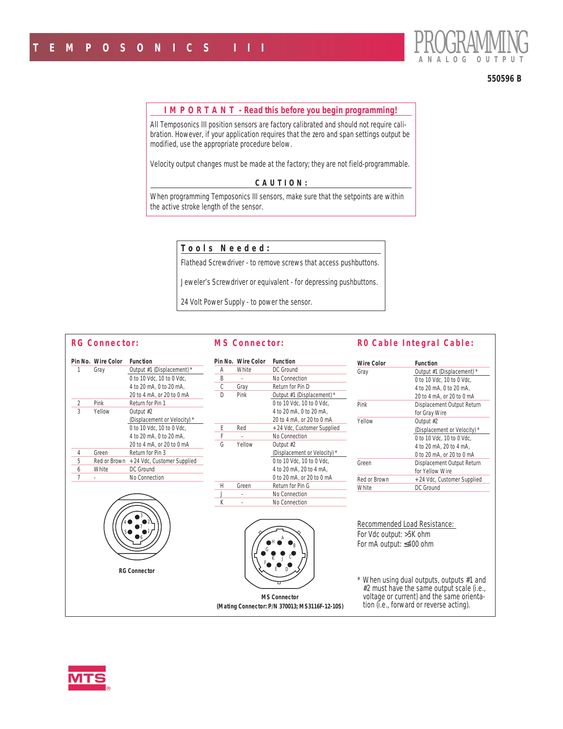# TEMPOSONICS III

# PROGRAMMING
ANALOG OUTPUT

**550596 B**

## IMPORTANT - Read this before you begin programming!

All Temposonics III position sensors are factory calibrated and should not require calibration. However, if your application requires that the zero and span settings output be modified, use the appropriate procedure below.

Velocity output changes must be made at the factory; they are not field-programmable.

**CAUTION:**

When programming Temposonics III sensors, make sure that the setpoints are within the active stroke length of the sensor.

## Tools Needed:

Flathead Screwdriver - to remove screws that access pushbuttons.

Jeweler's Screwdriver or equivalent - for depressing pushbuttons.

24 Volt Power Supply - to power the sensor.

## RG Connector:

| Pin No. | Wire Color | Function |
|---|---|---|
| 1 | Gray | Output #1 (Displacement) * <br> 0 to 10 Vdc, 10 to 0 Vdc, <br> 4 to 20 mA, 0 to 20 mA, <br> 20 to 4 mA, or 20 to 0 mA |
| 2 | Pink | Return for Pin 1 |
| 3 | Yellow | Output #2 (Displacement or Velocity) * <br> 0 to 10 Vdc, 10 to 0 Vdc, <br> 4 to 20 mA, 0 to 20 mA, <br> 20 to 4 mA, or 20 to 0 mA |
| 4 | Green | Return for Pin 3 |
| 5 | Red or Brown | +24 Vdc, Customer Supplied |
| 6 | White | DC Ground |
| 7 | - | No Connection |

RG Connector

## MS Connector:

| Pin No. | Wire Color | Function |
|---|---|---|
| A | White | DC Ground |
| B | - | No Connection |
| C | Gray | Return for Pin D |
| D | Pink | Output #1 (Displacement) * <br> 0 to 10 Vdc, 10 to 0 Vdc, <br> 4 to 20 mA, 0 to 20 mA, <br> 20 to 4 mA, or 20 to 0 mA |
| E | Red | +24 Vdc, Customer Supplied |
| F | - | No Connection |
| G | Yellow | Output #2 (Displacement or Velocity) * <br> 0 to 10 Vdc, 10 to 0 Vdc, <br> 4 to 20 mA, 20 to 4 mA, <br> 0 to 20 mA, or 20 to 0 mA |
| H | Green | Return for Pin G |
| J | - | No Connection |
| K | - | No Connection |

MS Connector
(Mating Connector: P/N 370013; MS3116F-12-10S)

## R0 Cable Integral Cable:

| Wire Color | Function |
|---|---|
| Gray | Output #1 (Displacement) * <br> 0 to 10 Vdc, 10 to 0 Vdc, <br> 4 to 20 mA, 0 to 20 mA, <br> 20 to 4 mA, or 20 to 0 mA |
| Pink | Displacement Output Return for Gray Wire |
| Yellow | Output #2 (Displacement or Velocity) * <br> 0 to 10 Vdc, 10 to 0 Vdc, <br> 4 to 20 mA, 20 to 4 mA, <br> 0 to 20 mA, or 20 to 0 mA |
| Green | Displacement Output Return for Yellow Wire |
| Red or Brown | +24 Vdc, Customer Supplied |
| White | DC Ground |

Recommended Load Resistance:
For Vdc output: >5K ohm
For mA output: ≤400 ohm

* When using dual outputs, outputs #1 and #2 must have the same output scale (i.e., voltage or current) and the same orientation (i.e., forward or reverse acting).

MTS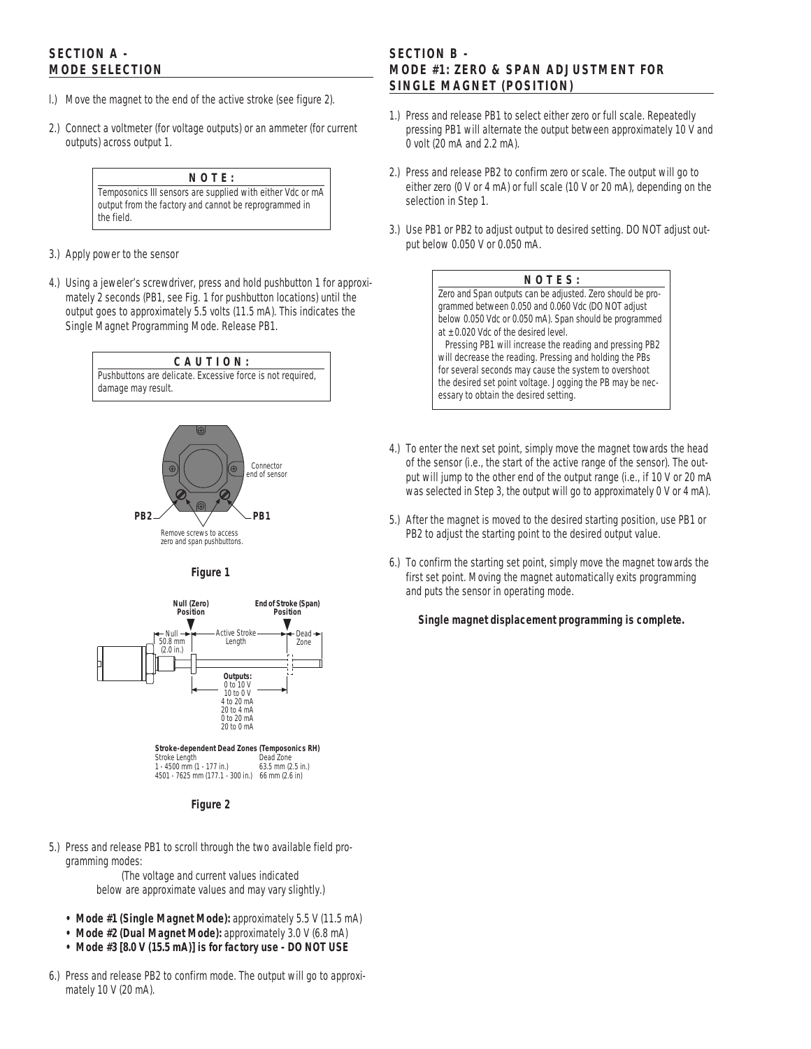## SECTION A - MODE SELECTION

l.) Move the magnet to the end of the active stroke (see figure 2).

2.) Connect a voltmeter (for voltage outputs) or an ammeter (for current outputs) across output 1.

> **NOTE:**
> Temposonics III sensors are supplied with either Vdc or mA output from the factory and cannot be reprogrammed in the field.

3.) Apply power to the sensor

4.) Using a jeweler's screwdriver, press and hold pushbutton 1 for approximately 2 seconds (PB1, see Fig. 1 for pushbutton locations) until the output goes to approximately 5.5 volts (11.5 mA). This indicates the Single Magnet Programming Mode. Release PB1.

> **CAUTION:**
> Pushbuttons are delicate. Excessive force is not required, damage may result.

Connector end of sensor

PB2 PB1

Remove screws to access zero and span pushbuttons.

**Figure 1**

**Null (Zero) Position** **End of Stroke (Span) Position**

Null 50.8 mm (2.0 in.) Active Stroke Length Dead Zone

**Outputs:** 0 to 10 V, 10 to 0 V, 4 to 20 mA, 20 to 4 mA, 0 to 20 mA, 20 to 0 mA

**Stroke-dependent Dead Zones (Temposonics RH)**

| Stroke Length | Dead Zone |
|---|---|
| 1 - 4500 mm (1 - 177 in.) | 63.5 mm (2.5 in.) |
| 4501 - 7625 mm (177.1 - 300 in.) | 66 mm (2.6 in) |

**Figure 2**

5.) Press and release PB1 to scroll through the two available field programming modes:

(The voltage and current values indicated below are approximate values and may vary slightly.)

- **Mode #1 (Single Magnet Mode):** approximately 5.5 V (11.5 mA)
- **Mode #2 (Dual Magnet Mode):** approximately 3.0 V (6.8 mA)
- **Mode #3 [8.0 V (15.5 mA)] is for factory use - DO NOT USE**

6.) Press and release PB2 to confirm mode. The output will go to approximately 10 V (20 mA).

## SECTION B - MODE #1: ZERO & SPAN ADJUSTMENT FOR SINGLE MAGNET (POSITION)

1.) Press and release PB1 to select either zero or full scale. Repeatedly pressing PB1 will alternate the output between approximately 10 V and 0 volt (20 mA and 2.2 mA).

2.) Press and release PB2 to confirm zero or scale. The output will go to either zero (0 V or 4 mA) or full scale (10 V or 20 mA), depending on the selection in Step 1.

3.) Use PB1 or PB2 to adjust output to desired setting. DO NOT adjust output below 0.050 V or 0.050 mA.

> **NOTES:**
> Zero and Span outputs can be adjusted. Zero should be programmed between 0.050 and 0.060 Vdc (DO NOT adjust below 0.050 Vdc or 0.050 mA). Span should be programmed at ± 0.020 Vdc of the desired level.
>
> Pressing PB1 will increase the reading and pressing PB2 will decrease the reading. Pressing and holding the PBs for several seconds may cause the system to overshoot the desired set point voltage. Jogging the PB may be necessary to obtain the desired setting.

4.) To enter the next set point, simply move the magnet towards the head of the sensor (i.e., the start of the active range of the sensor). The output will jump to the other end of the output range (i.e., if 10 V or 20 mA was selected in Step 3, the output will go to approximately 0 V or 4 mA).

5.) After the magnet is moved to the desired starting position, use PB1 or PB2 to adjust the starting point to the desired output value.

6.) To confirm the starting set point, simply move the magnet towards the first set point. Moving the magnet automatically exits programming and puts the sensor in operating mode.

**Single magnet displacement programming is complete.**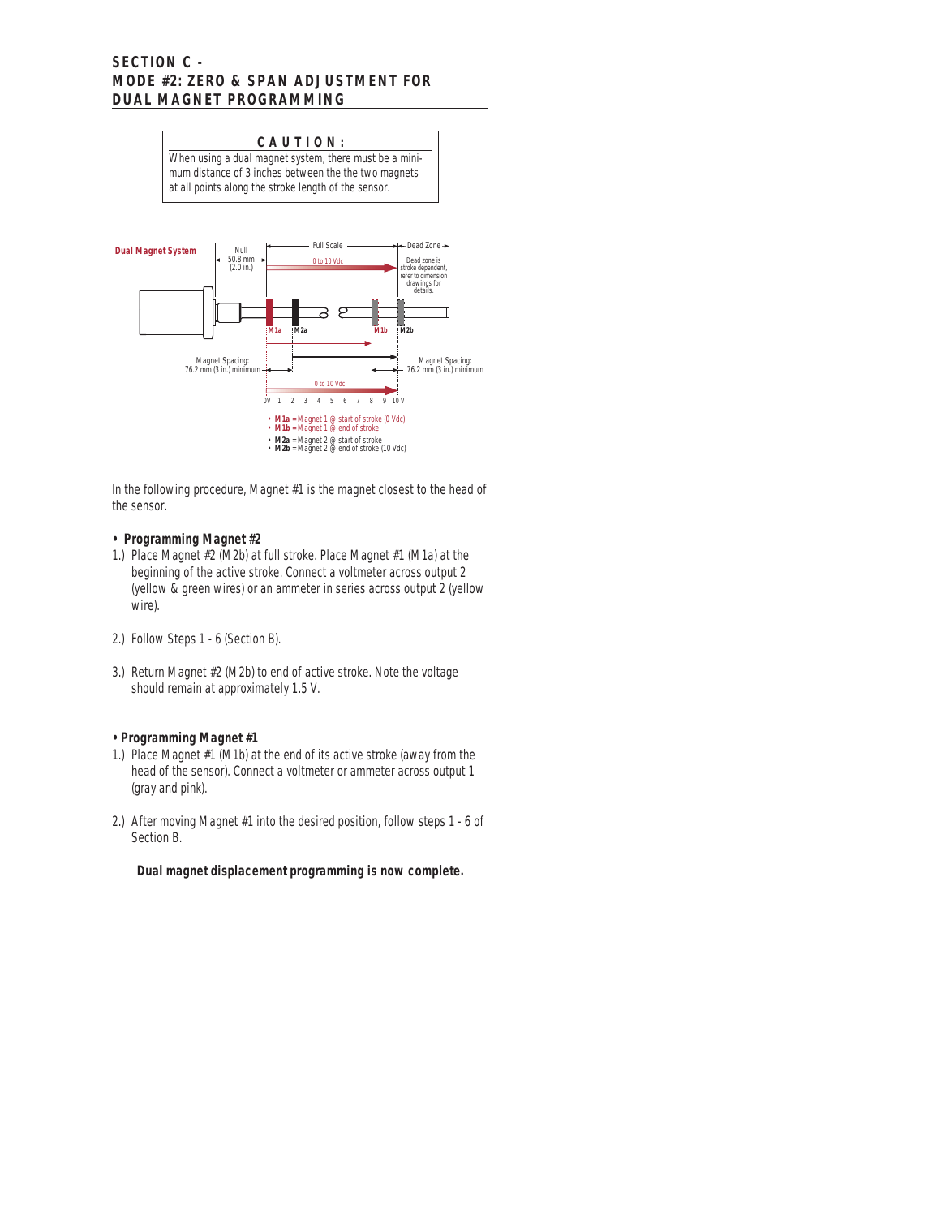## SECTION C - MODE #2: ZERO & SPAN ADJUSTMENT FOR DUAL MAGNET PROGRAMMING

> **CAUTION:**
> When using a dual magnet system, there must be a minimum distance of 3 inches between the the two magnets at all points along the stroke length of the sensor.

**Dual Magnet System**

Null 50.8 mm (2.0 in.) — Full Scale (0 to 10 Vdc) — Dead Zone (Dead zone is stroke dependent, refer to dimension drawings for details.)

M1a, M2a, M1b, M2b

Magnet Spacing: 76.2 mm (3 in.) minimum

Magnet Spacing: 76.2 mm (3 in.) minimum

0 to 10 Vdc

0V 1 2 3 4 5 6 7 8 9 10 V

- **M1a** = Magnet 1 @ start of stroke (0 Vdc)
- **M1b** = Magnet 1 @ end of stroke
- **M2a** = Magnet 2 @ start of stroke
- **M2b** = Magnet 2 @ end of stroke (10 Vdc)

In the following procedure, Magnet #1 is the magnet closest to the head of the sensor.

**• Programming Magnet #2**

1.) Place Magnet #2 (M2b) at full stroke. Place Magnet #1 (M1a) at the beginning of the active stroke. Connect a voltmeter across output 2 (yellow & green wires) or an ammeter in series across output 2 (yellow wire).

2.) Follow Steps 1 - 6 (Section B).

3.) Return Magnet #2 (M2b) to end of active stroke. Note the voltage should remain at approximately 1.5 V.

**• Programming Magnet #1**

1.) Place Magnet #1 (M1b) at the end of its active stroke (away from the head of the sensor). Connect a voltmeter or ammeter across output 1 (gray and pink).

2.) After moving Magnet #1 into the desired position, follow steps 1 - 6 of Section B.

**Dual magnet displacement programming is now complete.**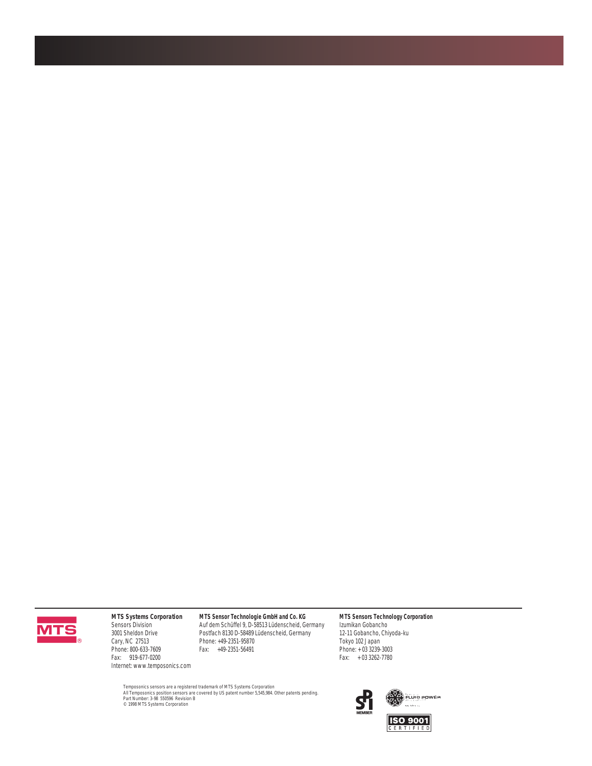**MTS Systems Corporation**
Sensors Division
3001 Sheldon Drive
Cary, NC 27513
Phone: 800-633-7609
Fax: 919-677-0200
Internet: www.temposonics.com

**MTS Sensor Technologie GmbH and Co. KG**
Auf dem Schüffel 9, D-58513 Lüdenscheid, Germany
Postfach 8130 D-58489 Lüdenscheid, Germany
Phone: +49-2351-95870
Fax: +49-2351-56491

**MTS Sensors Technology Corporation**
Izumikan Gobancho
12-11 Gobancho, Chiyoda-ku
Tokyo 102 Japan
Phone: + 03 3239-3003
Fax: + 03 3262-7780

Temposonics sensors are a registered trademark of MTS Systems Corporation
All Temposonics position sensors are covered by US patent number 5,545,984. Other patents pending.
Part Number: 3-98 550596 Revision B
© 1998 MTS Systems Corporation

ISO 9001 CERTIFIED